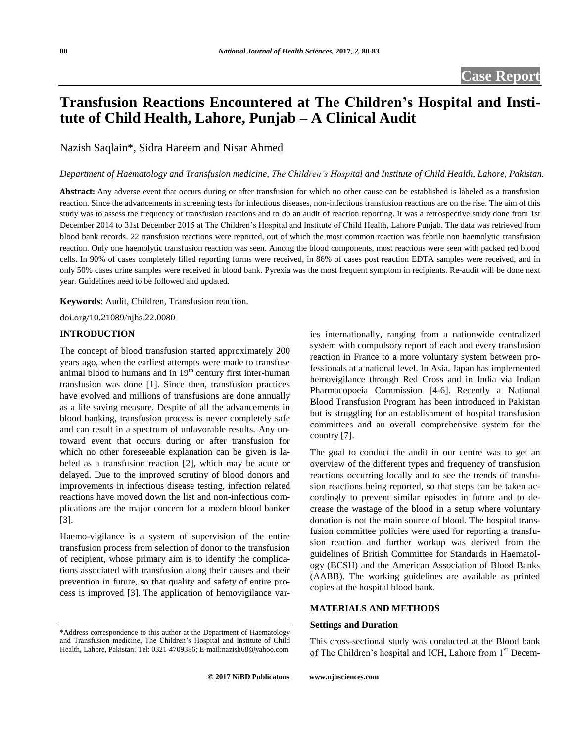Case Report

# Transfusion Reactions Encountered at The Children's Hospital and Institute of Child Health, Lahore, Punjab – A Clinical Audit

Nazish Saqlain*, Sidra Hareem and Nisar Ahmed

*Department of Haematology and Transfusion medicine, The Children's Hospital and Institute of Child Health, Lahore, Pakistan.*

**Abstract:** Any adverse event that occurs during or after transfusion for which no other cause can be established is labeled as a transfusion reaction. Since the advancements in screening tests for infectious diseases, non-infectious transfusion reactions are on the rise. The aim of this study was to assess the frequency of transfusion reactions and to do an audit of reaction reporting. It was a retrospective study done from 1st December 2014 to 31st December 2015 at The Children's Hospital and Institute of Child Health, Lahore Punjab. The data was retrieved from blood bank records. 22 transfusion reactions were reported, out of which the most common reaction was febrile non haemolytic transfusion reaction. Only one haemolytic transfusion reaction was seen. Among the blood components, most reactions were seen with packed red blood cells. In 90% of cases completely filled reporting forms were received, in 86% of cases post reaction EDTA samples were received, and in only 50% cases urine samples were received in blood bank. Pyrexia was the most frequent symptom in recipients. Re-audit will be done next year. Guidelines need to be followed and updated.

**Keywords**: Audit, Children, Transfusion reaction.

doi.org/10.21089/njhs.22.0080

## INTRODUCTION

The concept of blood transfusion started approximately 200 years ago, when the earliest attempts were made to transfuse animal blood to humans and in 19th century first inter-human transfusion was done [1]. Since then, transfusion practices have evolved and millions of transfusions are done annually as a life saving measure. Despite of all the advancements in blood banking, transfusion process is never completely safe and can result in a spectrum of unfavorable results. Any untoward event that occurs during or after transfusion for which no other foreseeable explanation can be given is labeled as a transfusion reaction [2], which may be acute or delayed. Due to the improved scrutiny of blood donors and improvements in infectious disease testing, infection related reactions have moved down the list and non-infectious complications are the major concern for a modern blood banker [3].

Haemo-vigilance is a system of supervision of the entire transfusion process from selection of donor to the transfusion of recipient, whose primary aim is to identify the complications associated with transfusion along their causes and their prevention in future, so that quality and safety of entire process is improved [3]. The application of hemovigilance varies internationally, ranging from a nationwide centralized system with compulsory report of each and every transfusion reaction in France to a more voluntary system between professionals at a national level. In Asia, Japan has implemented hemovigilance through Red Cross and in India via Indian Pharmacopoeia Commission [4-6]. Recently a National Blood Transfusion Program has been introduced in Pakistan but is struggling for an establishment of hospital transfusion committees and an overall comprehensive system for the country [7].

The goal to conduct the audit in our centre was to get an overview of the different types and frequency of transfusion reactions occurring locally and to see the trends of transfusion reactions being reported, so that steps can be taken accordingly to prevent similar episodes in future and to decrease the wastage of the blood in a setup where voluntary donation is not the main source of blood. The hospital transfusion committee policies were used for reporting a transfusion reaction and further workup was derived from the guidelines of British Committee for Standards in Haematology (BCSH) and the American Association of Blood Banks (AABB). The working guidelines are available as printed copies at the hospital blood bank.

## MATERIALS AND METHODS

### Settings and Duration

This cross-sectional study was conducted at the Blood bank of The Children's hospital and ICH, Lahore from 1st Decem-

*Address correspondence to this author at the Department of Haematology and Transfusion medicine, The Children's Hospital and Institute of Child Health, Lahore, Pakistan. Tel: 0321-4709386; E-mail:nazish68@yahoo.com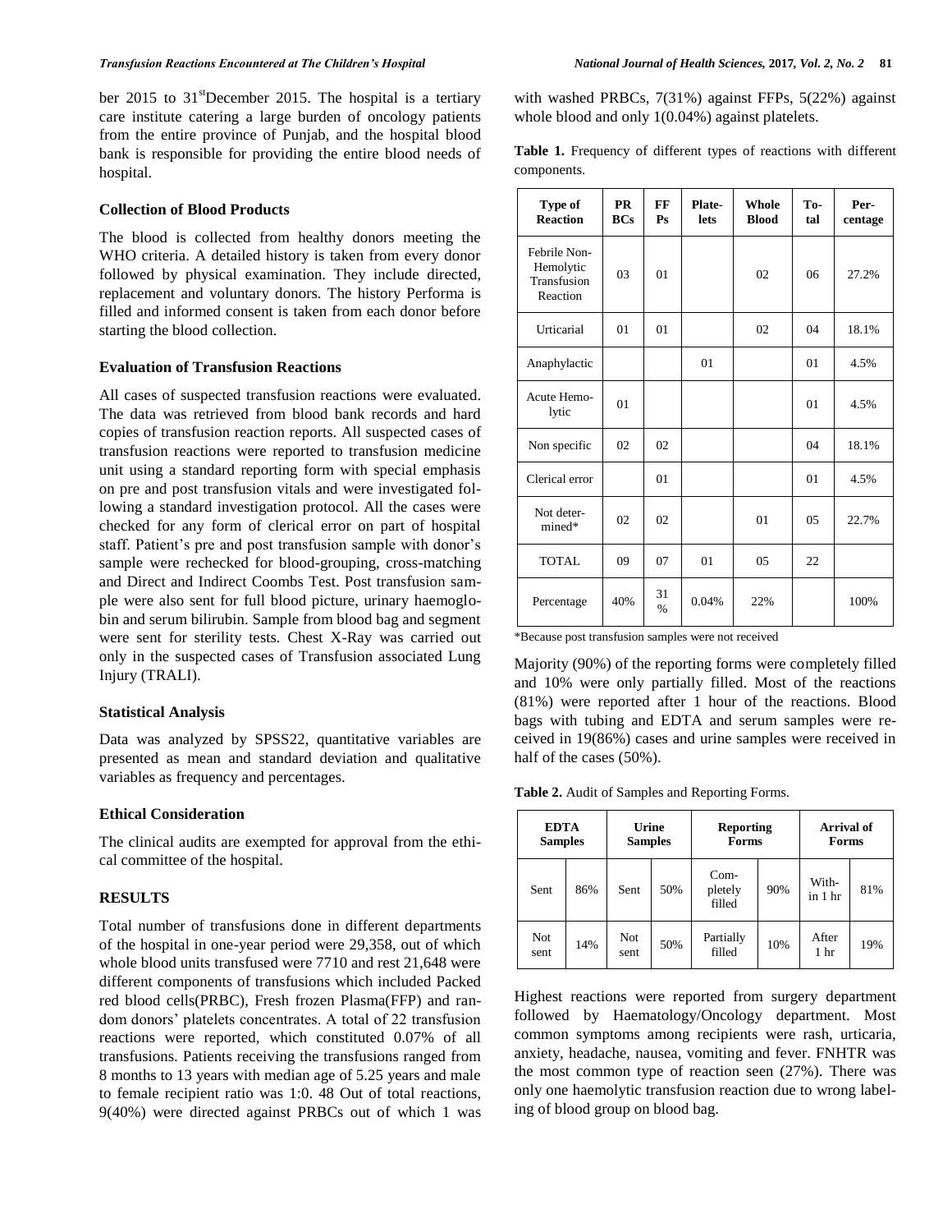ber 2015 to 31st December 2015. The hospital is a tertiary care institute catering a large burden of oncology patients from the entire province of Punjab, and the hospital blood bank is responsible for providing the entire blood needs of hospital.

### Collection of Blood Products

The blood is collected from healthy donors meeting the WHO criteria. A detailed history is taken from every donor followed by physical examination. They include directed, replacement and voluntary donors. The history Performa is filled and informed consent is taken from each donor before starting the blood collection.

### Evaluation of Transfusion Reactions

All cases of suspected transfusion reactions were evaluated. The data was retrieved from blood bank records and hard copies of transfusion reaction reports. All suspected cases of transfusion reactions were reported to transfusion medicine unit using a standard reporting form with special emphasis on pre and post transfusion vitals and were investigated following a standard investigation protocol. All the cases were checked for any form of clerical error on part of hospital staff. Patient's pre and post transfusion sample with donor's sample were rechecked for blood-grouping, cross-matching and Direct and Indirect Coombs Test. Post transfusion sample were also sent for full blood picture, urinary haemoglobin and serum bilirubin. Sample from blood bag and segment were sent for sterility tests. Chest X-Ray was carried out only in the suspected cases of Transfusion associated Lung Injury (TRALI).

### Statistical Analysis

Data was analyzed by SPSS22, quantitative variables are presented as mean and standard deviation and qualitative variables as frequency and percentages.

### Ethical Consideration

The clinical audits are exempted for approval from the ethical committee of the hospital.

## RESULTS

Total number of transfusions done in different departments of the hospital in one-year period were 29,358, out of which whole blood units transfused were 7710 and rest 21,648 were different components of transfusions which included Packed red blood cells(PRBC), Fresh frozen Plasma(FFP) and random donors' platelets concentrates. A total of 22 transfusion reactions were reported, which constituted 0.07% of all transfusions. Patients receiving the transfusions ranged from 8 months to 13 years with median age of 5.25 years and male to female recipient ratio was 1:0. 48 Out of total reactions, 9(40%) were directed against PRBCs out of which 1 was with washed PRBCs, 7(31%) against FFPs, 5(22%) against whole blood and only 1(0.04%) against platelets.

**Table 1.** Frequency of different types of reactions with different components.

| Type of Reaction | PRBCs | FFPs | Platelets | Whole Blood | Total | Percentage |
|---|---|---|---|---|---|---|
| Febrile Non-Hemolytic Transfusion Reaction | 03 | 01 | | 02 | 06 | 27.2% |
| Urticarial | 01 | 01 | | 02 | 04 | 18.1% |
| Anaphylactic | | | 01 | | 01 | 4.5% |
| Acute Hemolytic | 01 | | | | 01 | 4.5% |
| Non specific | 02 | 02 | | | 04 | 18.1% |
| Clerical error | | 01 | | | 01 | 4.5% |
| Not determined* | 02 | 02 | | 01 | 05 | 22.7% |
| TOTAL | 09 | 07 | 01 | 05 | 22 | |
| Percentage | 40% | 31 % | 0.04% | 22% | | 100% |

*Because post transfusion samples were not received

Majority (90%) of the reporting forms were completely filled and 10% were only partially filled. Most of the reactions (81%) were reported after 1 hour of the reactions. Blood bags with tubing and EDTA and serum samples were received in 19(86%) cases and urine samples were received in half of the cases (50%).

**Table 2.** Audit of Samples and Reporting Forms.

| EDTA Samples | | Urine Samples | | Reporting Forms | | Arrival of Forms | |
|---|---|---|---|---|---|---|---|
| Sent | 86% | Sent | 50% | Completely filled | 90% | Within 1 hr | 81% |
| Not sent | 14% | Not sent | 50% | Partially filled | 10% | After 1 hr | 19% |

Highest reactions were reported from surgery department followed by Haematology/Oncology department. Most common symptoms among recipients were rash, urticaria, anxiety, headache, nausea, vomiting and fever. FNHTR was the most common type of reaction seen (27%). There was only one haemolytic transfusion reaction due to wrong labeling of blood group on blood bag.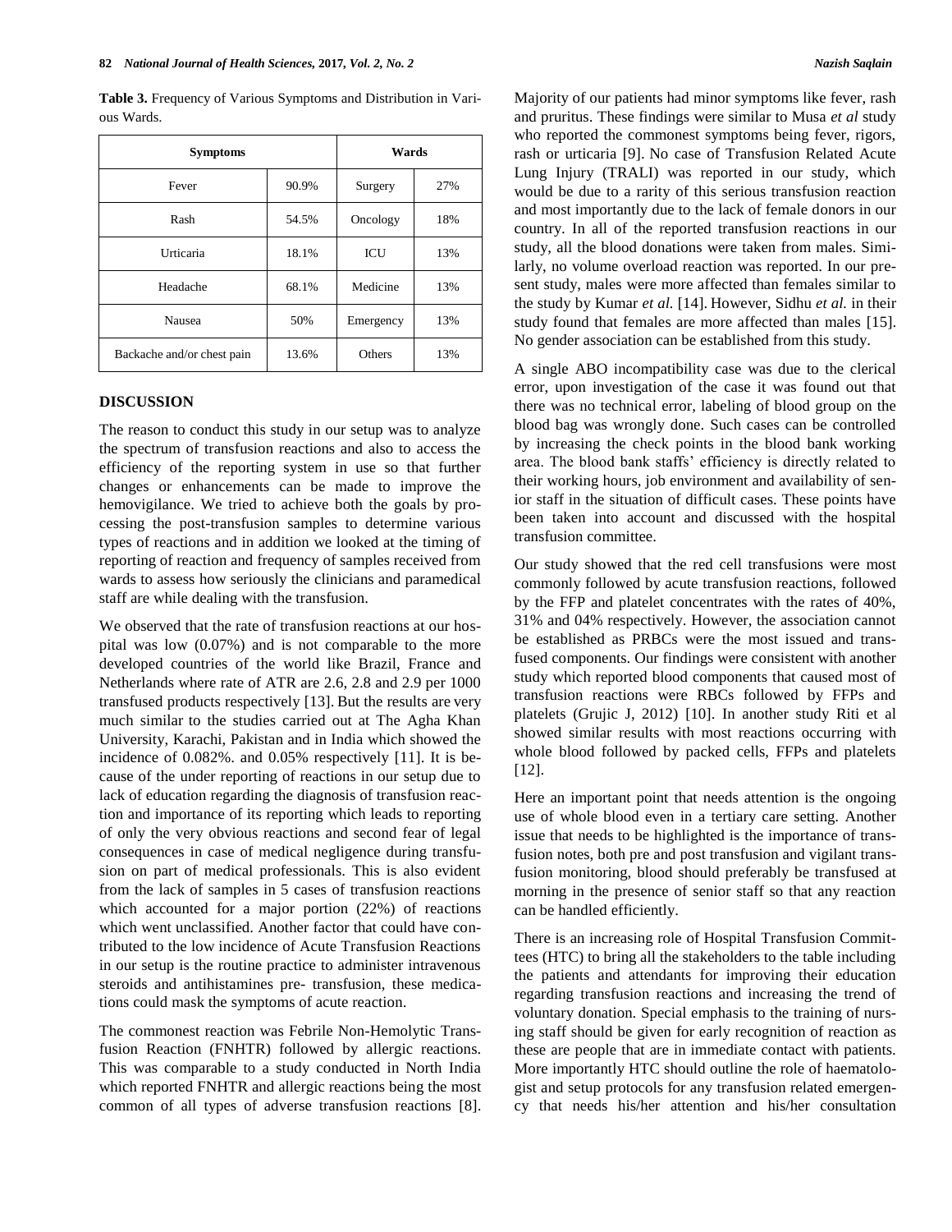**Table 3.** Frequency of Various Symptoms and Distribution in Various Wards.

| Symptoms | | Wards | |
|---|---|---|---|
| Fever | 90.9% | Surgery | 27% |
| Rash | 54.5% | Oncology | 18% |
| Urticaria | 18.1% | ICU | 13% |
| Headache | 68.1% | Medicine | 13% |
| Nausea | 50% | Emergency | 13% |
| Backache and/or chest pain | 13.6% | Others | 13% |

## DISCUSSION

The reason to conduct this study in our setup was to analyze the spectrum of transfusion reactions and also to access the efficiency of the reporting system in use so that further changes or enhancements can be made to improve the hemovigilance. We tried to achieve both the goals by processing the post-transfusion samples to determine various types of reactions and in addition we looked at the timing of reporting of reaction and frequency of samples received from wards to assess how seriously the clinicians and paramedical staff are while dealing with the transfusion.

We observed that the rate of transfusion reactions at our hospital was low (0.07%) and is not comparable to the more developed countries of the world like Brazil, France and Netherlands where rate of ATR are 2.6, 2.8 and 2.9 per 1000 transfused products respectively [13]. But the results are very much similar to the studies carried out at The Agha Khan University, Karachi, Pakistan and in India which showed the incidence of 0.082%. and 0.05% respectively [11]. It is because of the under reporting of reactions in our setup due to lack of education regarding the diagnosis of transfusion reaction and importance of its reporting which leads to reporting of only the very obvious reactions and second fear of legal consequences in case of medical negligence during transfusion on part of medical professionals. This is also evident from the lack of samples in 5 cases of transfusion reactions which accounted for a major portion (22%) of reactions which went unclassified. Another factor that could have contributed to the low incidence of Acute Transfusion Reactions in our setup is the routine practice to administer intravenous steroids and antihistamines pre- transfusion, these medications could mask the symptoms of acute reaction.

The commonest reaction was Febrile Non-Hemolytic Transfusion Reaction (FNHTR) followed by allergic reactions. This was comparable to a study conducted in North India which reported FNHTR and allergic reactions being the most common of all types of adverse transfusion reactions [8]. Majority of our patients had minor symptoms like fever, rash and pruritus. These findings were similar to Musa *et al* study who reported the commonest symptoms being fever, rigors, rash or urticaria [9]. No case of Transfusion Related Acute Lung Injury (TRALI) was reported in our study, which would be due to a rarity of this serious transfusion reaction and most importantly due to the lack of female donors in our country. In all of the reported transfusion reactions in our study, all the blood donations were taken from males. Similarly, no volume overload reaction was reported. In our present study, males were more affected than females similar to the study by Kumar *et al.* [14]. However, Sidhu *et al.* in their study found that females are more affected than males [15]. No gender association can be established from this study.

A single ABO incompatibility case was due to the clerical error, upon investigation of the case it was found out that there was no technical error, labeling of blood group on the blood bag was wrongly done. Such cases can be controlled by increasing the check points in the blood bank working area. The blood bank staffs' efficiency is directly related to their working hours, job environment and availability of senior staff in the situation of difficult cases. These points have been taken into account and discussed with the hospital transfusion committee.

Our study showed that the red cell transfusions were most commonly followed by acute transfusion reactions, followed by the FFP and platelet concentrates with the rates of 40%, 31% and 04% respectively. However, the association cannot be established as PRBCs were the most issued and transfused components. Our findings were consistent with another study which reported blood components that caused most of transfusion reactions were RBCs followed by FFPs and platelets (Grujic J, 2012) [10]. In another study Riti et al showed similar results with most reactions occurring with whole blood followed by packed cells, FFPs and platelets [12].

Here an important point that needs attention is the ongoing use of whole blood even in a tertiary care setting. Another issue that needs to be highlighted is the importance of transfusion notes, both pre and post transfusion and vigilant transfusion monitoring, blood should preferably be transfused at morning in the presence of senior staff so that any reaction can be handled efficiently.

There is an increasing role of Hospital Transfusion Committees (HTC) to bring all the stakeholders to the table including the patients and attendants for improving their education regarding transfusion reactions and increasing the trend of voluntary donation. Special emphasis to the training of nursing staff should be given for early recognition of reaction as these are people that are in immediate contact with patients. More importantly HTC should outline the role of haematologist and setup protocols for any transfusion related emergency that needs his/her attention and his/her consultation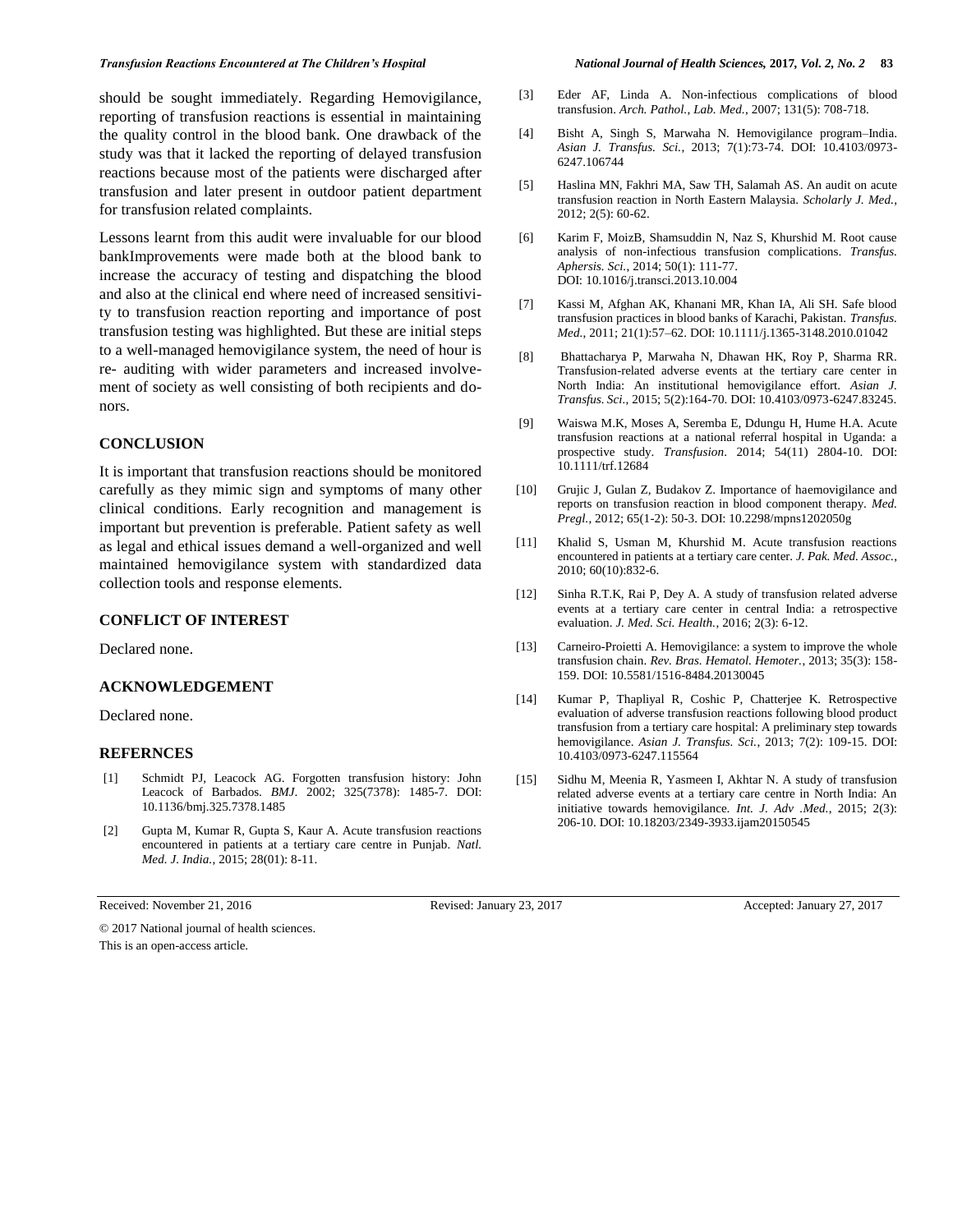should be sought immediately. Regarding Hemovigilance, reporting of transfusion reactions is essential in maintaining the quality control in the blood bank. One drawback of the study was that it lacked the reporting of delayed transfusion reactions because most of the patients were discharged after transfusion and later present in outdoor patient department for transfusion related complaints.

Lessons learnt from this audit were invaluable for our blood bankImprovements were made both at the blood bank to increase the accuracy of testing and dispatching the blood and also at the clinical end where need of increased sensitivity to transfusion reaction reporting and importance of post transfusion testing was highlighted. But these are initial steps to a well-managed hemovigilance system, the need of hour is re- auditing with wider parameters and increased involvement of society as well consisting of both recipients and donors.

## CONCLUSION

It is important that transfusion reactions should be monitored carefully as they mimic sign and symptoms of many other clinical conditions. Early recognition and management is important but prevention is preferable. Patient safety as well as legal and ethical issues demand a well-organized and well maintained hemovigilance system with standardized data collection tools and response elements.

## CONFLICT OF INTEREST

Declared none.

## ACKNOWLEDGEMENT

Declared none.

## REFERNCES

[1] Schmidt PJ, Leacock AG. Forgotten transfusion history: John Leacock of Barbados. *BMJ*. 2002; 325(7378): 1485-7. DOI: 10.1136/bmj.325.7378.1485

[2] Gupta M, Kumar R, Gupta S, Kaur A. Acute transfusion reactions encountered in patients at a tertiary care centre in Punjab. *Natl. Med. J. India.*, 2015; 28(01): 8-11.

[3] Eder AF, Linda A. Non-infectious complications of blood transfusion. *Arch. Pathol., Lab. Med.*, 2007; 131(5): 708-718.

[4] Bisht A, Singh S, Marwaha N. Hemovigilance program–India. *Asian J. Transfus. Sci.*, 2013; 7(1):73-74. DOI: 10.4103/0973-6247.106744

[5] Haslina MN, Fakhri MA, Saw TH, Salamah AS. An audit on acute transfusion reaction in North Eastern Malaysia. *Scholarly J. Med.*, 2012; 2(5): 60-62.

[6] Karim F, MoizB, Shamsuddin N, Naz S, Khurshid M. Root cause analysis of non-infectious transfusion complications. *Transfus. Aphersis. Sci.*, 2014; 50(1): 111-77. DOI: 10.1016/j.transci.2013.10.004

[7] Kassi M, Afghan AK, Khanani MR, Khan IA, Ali SH. Safe blood transfusion practices in blood banks of Karachi, Pakistan. *Transfus. Med.*, 2011; 21(1):57–62. DOI: 10.1111/j.1365-3148.2010.01042

[8] Bhattacharya P, Marwaha N, Dhawan HK, Roy P, Sharma RR. Transfusion-related adverse events at the tertiary care center in North India: An institutional hemovigilance effort. *Asian J. Transfus. Sci.*, 2015; 5(2):164-70. DOI: 10.4103/0973-6247.83245.

[9] Waiswa M.K, Moses A, Seremba E, Ddungu H, Hume H.A. Acute transfusion reactions at a national referral hospital in Uganda: a prospective study. *Transfusion*. 2014; 54(11) 2804-10. DOI: 10.1111/trf.12684

[10] Grujic J, Gulan Z, Budakov Z. Importance of haemovigilance and reports on transfusion reaction in blood component therapy. *Med. Pregl.*, 2012; 65(1-2): 50-3. DOI: 10.2298/mpns1202050g

[11] Khalid S, Usman M, Khurshid M. Acute transfusion reactions encountered in patients at a tertiary care center. *J. Pak. Med. Assoc.*, 2010; 60(10):832-6.

[12] Sinha R.T.K, Rai P, Dey A. A study of transfusion related adverse events at a tertiary care center in central India: a retrospective evaluation. *J. Med. Sci. Health.*, 2016; 2(3): 6-12.

[13] Carneiro-Proietti A. Hemovigilance: a system to improve the whole transfusion chain. *Rev. Bras. Hematol. Hemoter.*, 2013; 35(3): 158-159. DOI: 10.5581/1516-8484.20130045

[14] Kumar P, Thapliyal R, Coshic P, Chatterjee K. Retrospective evaluation of adverse transfusion reactions following blood product transfusion from a tertiary care hospital: A preliminary step towards hemovigilance. *Asian J. Transfus. Sci.*, 2013; 7(2): 109-15. DOI: 10.4103/0973-6247.115564

[15] Sidhu M, Meenia R, Yasmeen I, Akhtar N. A study of transfusion related adverse events at a tertiary care centre in North India: An initiative towards hemovigilance. *Int. J. Adv .Med.*, 2015; 2(3): 206-10. DOI: 10.18203/2349-3933.ijam20150545

Received: November 21, 2016 Revised: January 23, 2017 Accepted: January 27, 2017

© 2017 National journal of health sciences.

This is an open-access article.